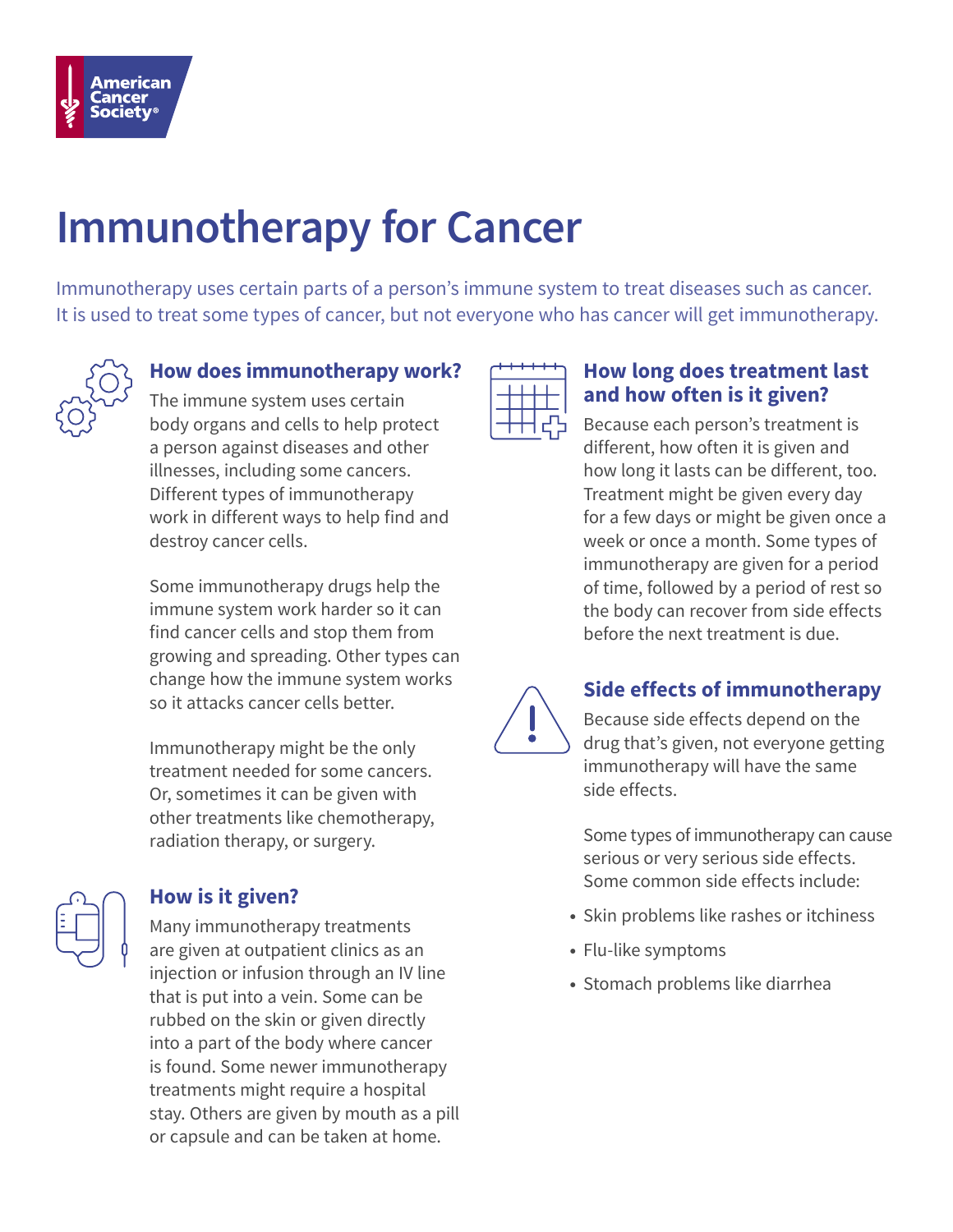American Cancer Society®

# Immunotherapy for Cancer

Immunotherapy uses certain parts of a person's immune system to treat diseases such as cancer. It is used to treat some types of cancer, but not everyone who has cancer will get immunotherapy.

## How does immunotherapy work?

The immune system uses certain body organs and cells to help protect a person against diseases and other illnesses, including some cancers. Different types of immunotherapy work in different ways to help find and destroy cancer cells.

Some immunotherapy drugs help the immune system work harder so it can find cancer cells and stop them from growing and spreading. Other types can change how the immune system works so it attacks cancer cells better.

Immunotherapy might be the only treatment needed for some cancers. Or, sometimes it can be given with other treatments like chemotherapy, radiation therapy, or surgery.

## How is it given?

Many immunotherapy treatments are given at outpatient clinics as an injection or infusion through an IV line that is put into a vein. Some can be rubbed on the skin or given directly into a part of the body where cancer is found. Some newer immunotherapy treatments might require a hospital stay. Others are given by mouth as a pill or capsule and can be taken at home.

## How long does treatment last and how often is it given?

Because each person's treatment is different, how often it is given and how long it lasts can be different, too. Treatment might be given every day for a few days or might be given once a week or once a month. Some types of immunotherapy are given for a period of time, followed by a period of rest so the body can recover from side effects before the next treatment is due.

## Side effects of immunotherapy

Because side effects depend on the drug that's given, not everyone getting immunotherapy will have the same side effects.

Some types of immunotherapy can cause serious or very serious side effects. Some common side effects include:

- Skin problems like rashes or itchiness
- Flu-like symptoms
- Stomach problems like diarrhea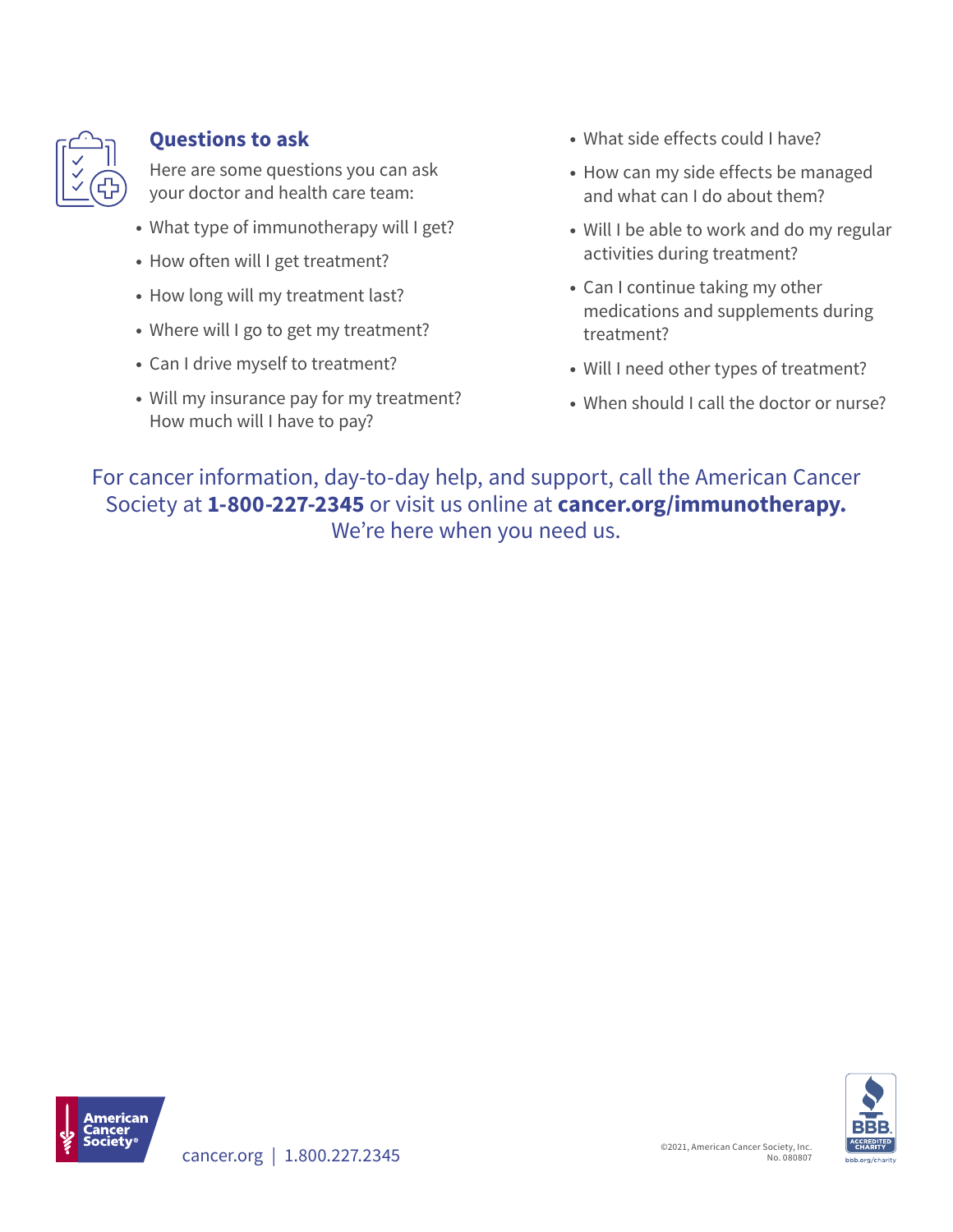## Questions to ask

Here are some questions you can ask your doctor and health care team:

- What type of immunotherapy will I get?
- How often will I get treatment?
- How long will my treatment last?
- Where will I go to get my treatment?
- Can I drive myself to treatment?
- Will my insurance pay for my treatment? How much will I have to pay?
- What side effects could I have?
- How can my side effects be managed and what can I do about them?
- Will I be able to work and do my regular activities during treatment?
- Can I continue taking my other medications and supplements during treatment?
- Will I need other types of treatment?
- When should I call the doctor or nurse?

For cancer information, day-to-day help, and support, call the American Cancer Society at **1-800-227-2345** or visit us online at **cancer.org/immunotherapy.** We're here when you need us.

American Cancer Society®

cancer.org | 1.800.227.2345

©2021, American Cancer Society, Inc.
No. 080807

BBB. ACCREDITED CHARITY bbb.org/charity